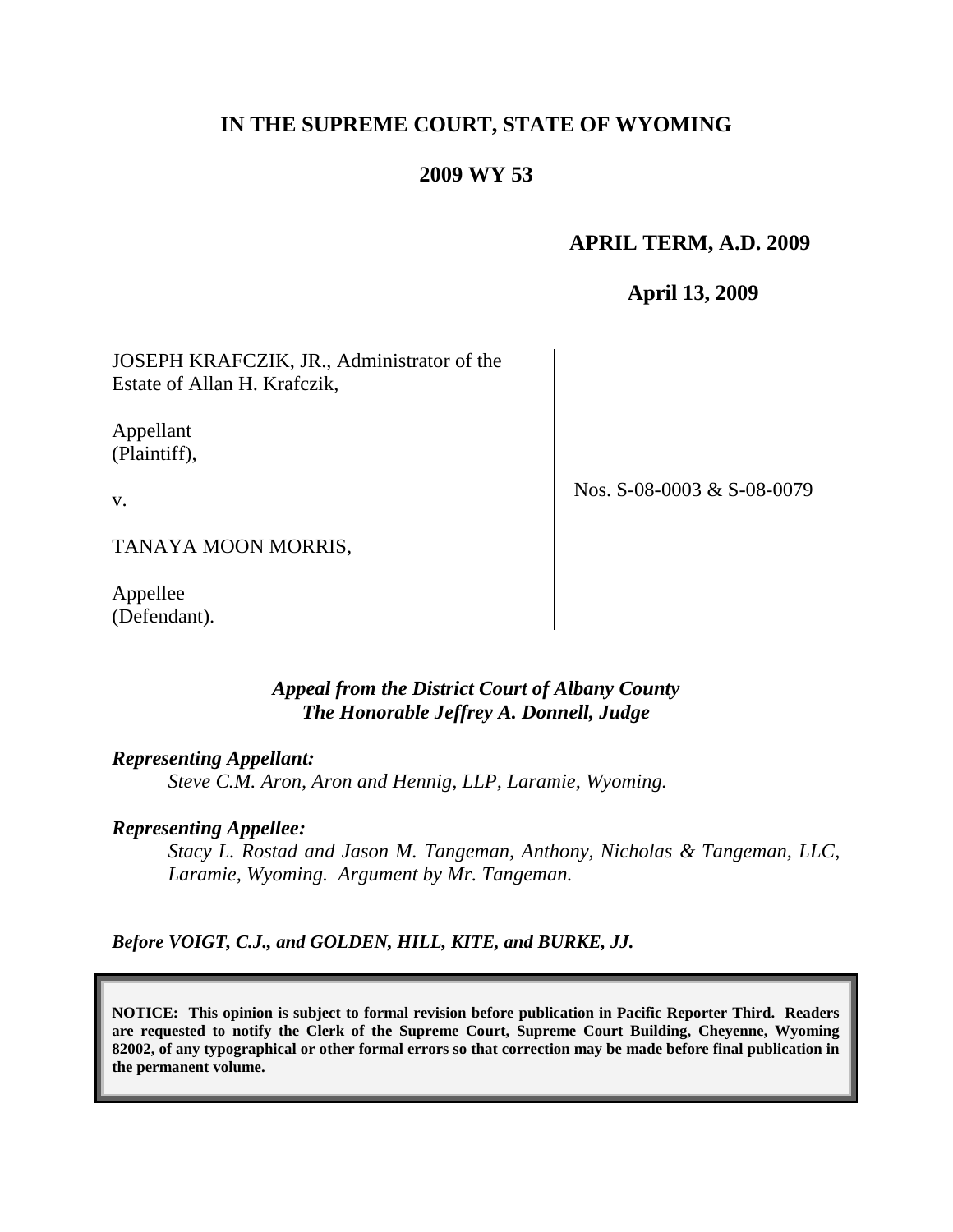# IN THE SUPREME COURT, STATE OF WYOMING

## 2009 WY 53

**APRIL TERM, A.D. 2009**

**April 13, 2009**

JOSEPH KRAFCZIK, JR., Administrator of the Estate of Allan H. Krafczik,

Appellant (Plaintiff),

v.

TANAYA MOON MORRIS,

Appellee (Defendant).

Nos. S-08-0003 & S-08-0079

*Appeal from the District Court of Albany County*
*The Honorable Jeffrey A. Donnell, Judge*

***Representing Appellant:***

*Steve C.M. Aron, Aron and Hennig, LLP, Laramie, Wyoming.*

***Representing Appellee:***

*Stacy L. Rostad and Jason M. Tangeman, Anthony, Nicholas & Tangeman, LLC, Laramie, Wyoming. Argument by Mr. Tangeman.*

***Before VOIGT, C.J., and GOLDEN, HILL, KITE, and BURKE, JJ.***

**NOTICE: This opinion is subject to formal revision before publication in Pacific Reporter Third. Readers are requested to notify the Clerk of the Supreme Court, Supreme Court Building, Cheyenne, Wyoming 82002, of any typographical or other formal errors so that correction may be made before final publication in the permanent volume.**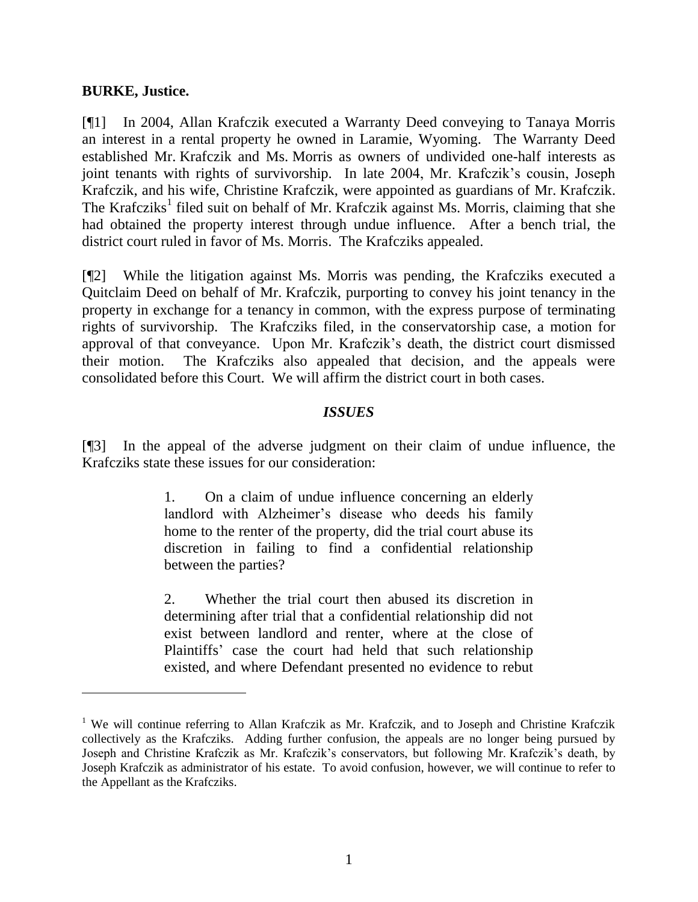**BURKE, Justice.**

[¶1] In 2004, Allan Krafczik executed a Warranty Deed conveying to Tanaya Morris an interest in a rental property he owned in Laramie, Wyoming. The Warranty Deed established Mr. Krafczik and Ms. Morris as owners of undivided one-half interests as joint tenants with rights of survivorship. In late 2004, Mr. Krafczik's cousin, Joseph Krafczik, and his wife, Christine Krafczik, were appointed as guardians of Mr. Krafczik. The Krafcziks[1] filed suit on behalf of Mr. Krafczik against Ms. Morris, claiming that she had obtained the property interest through undue influence. After a bench trial, the district court ruled in favor of Ms. Morris. The Krafcziks appealed.

[¶2] While the litigation against Ms. Morris was pending, the Krafcziks executed a Quitclaim Deed on behalf of Mr. Krafczik, purporting to convey his joint tenancy in the property in exchange for a tenancy in common, with the express purpose of terminating rights of survivorship. The Krafcziks filed, in the conservatorship case, a motion for approval of that conveyance. Upon Mr. Krafczik's death, the district court dismissed their motion. The Krafcziks also appealed that decision, and the appeals were consolidated before this Court. We will affirm the district court in both cases.

### *ISSUES*

[¶3] In the appeal of the adverse judgment on their claim of undue influence, the Krafcziks state these issues for our consideration:

> 1. On a claim of undue influence concerning an elderly landlord with Alzheimer's disease who deeds his family home to the renter of the property, did the trial court abuse its discretion in failing to find a confidential relationship between the parties?
>
> 2. Whether the trial court then abused its discretion in determining after trial that a confidential relationship did not exist between landlord and renter, where at the close of Plaintiffs' case the court had held that such relationship existed, and where Defendant presented no evidence to rebut

---

[1] We will continue referring to Allan Krafczik as Mr. Krafczik, and to Joseph and Christine Krafczik collectively as the Krafcziks. Adding further confusion, the appeals are no longer being pursued by Joseph and Christine Krafczik as Mr. Krafczik's conservators, but following Mr. Krafczik's death, by Joseph Krafczik as administrator of his estate. To avoid confusion, however, we will continue to refer to the Appellant as the Krafcziks.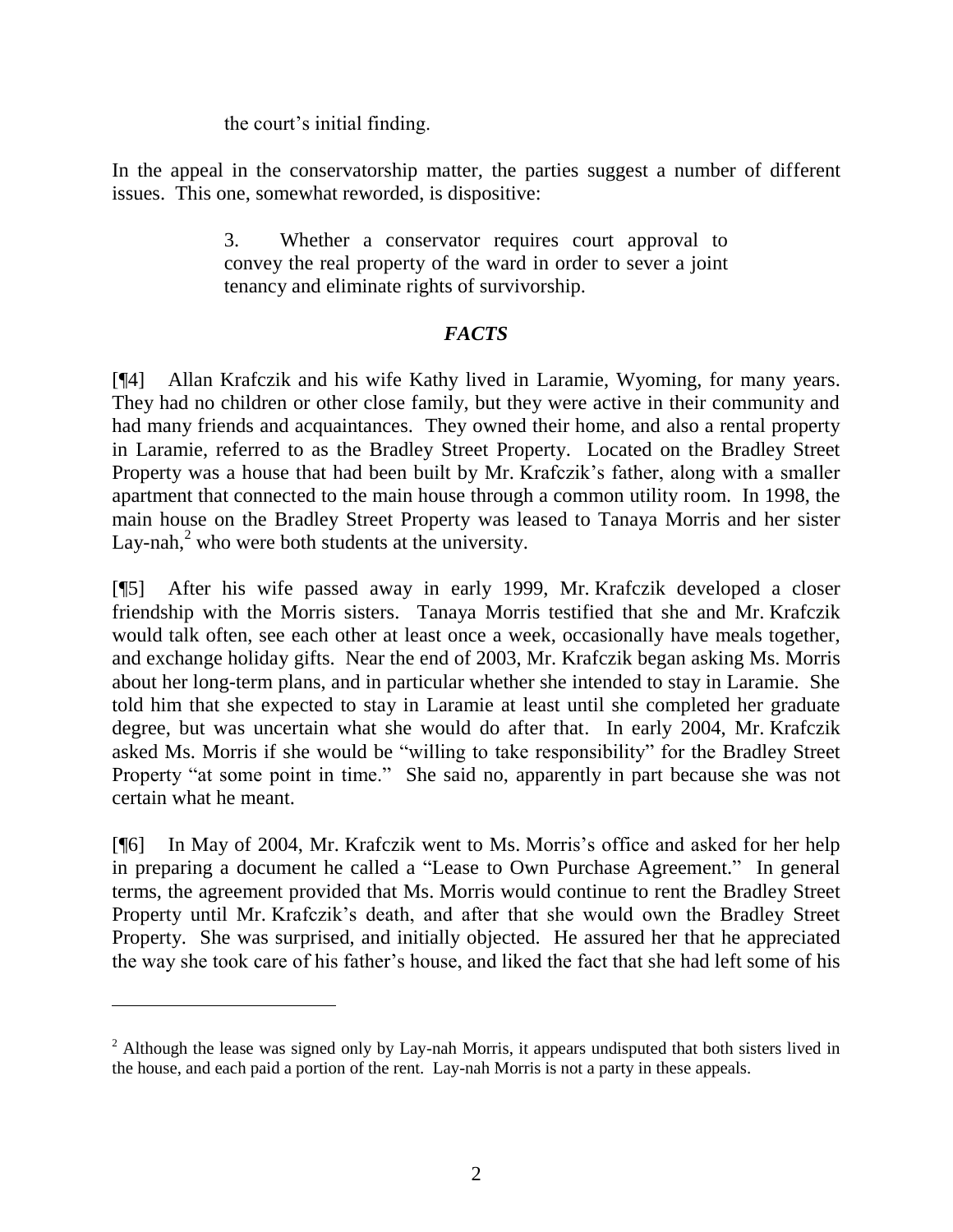the court's initial finding.

In the appeal in the conservatorship matter, the parties suggest a number of different issues. This one, somewhat reworded, is dispositive:

> 3. Whether a conservator requires court approval to convey the real property of the ward in order to sever a joint tenancy and eliminate rights of survivorship.

## *FACTS*

[¶4] Allan Krafczik and his wife Kathy lived in Laramie, Wyoming, for many years. They had no children or other close family, but they were active in their community and had many friends and acquaintances. They owned their home, and also a rental property in Laramie, referred to as the Bradley Street Property. Located on the Bradley Street Property was a house that had been built by Mr. Krafczik's father, along with a smaller apartment that connected to the main house through a common utility room. In 1998, the main house on the Bradley Street Property was leased to Tanaya Morris and her sister Lay-nah,[2] who were both students at the university.

[¶5] After his wife passed away in early 1999, Mr. Krafczik developed a closer friendship with the Morris sisters. Tanaya Morris testified that she and Mr. Krafczik would talk often, see each other at least once a week, occasionally have meals together, and exchange holiday gifts. Near the end of 2003, Mr. Krafczik began asking Ms. Morris about her long-term plans, and in particular whether she intended to stay in Laramie. She told him that she expected to stay in Laramie at least until she completed her graduate degree, but was uncertain what she would do after that. In early 2004, Mr. Krafczik asked Ms. Morris if she would be "willing to take responsibility" for the Bradley Street Property "at some point in time." She said no, apparently in part because she was not certain what he meant.

[¶6] In May of 2004, Mr. Krafczik went to Ms. Morris's office and asked for her help in preparing a document he called a "Lease to Own Purchase Agreement." In general terms, the agreement provided that Ms. Morris would continue to rent the Bradley Street Property until Mr. Krafczik's death, and after that she would own the Bradley Street Property. She was surprised, and initially objected. He assured her that he appreciated the way she took care of his father's house, and liked the fact that she had left some of his

---

[2] Although the lease was signed only by Lay-nah Morris, it appears undisputed that both sisters lived in the house, and each paid a portion of the rent. Lay-nah Morris is not a party in these appeals.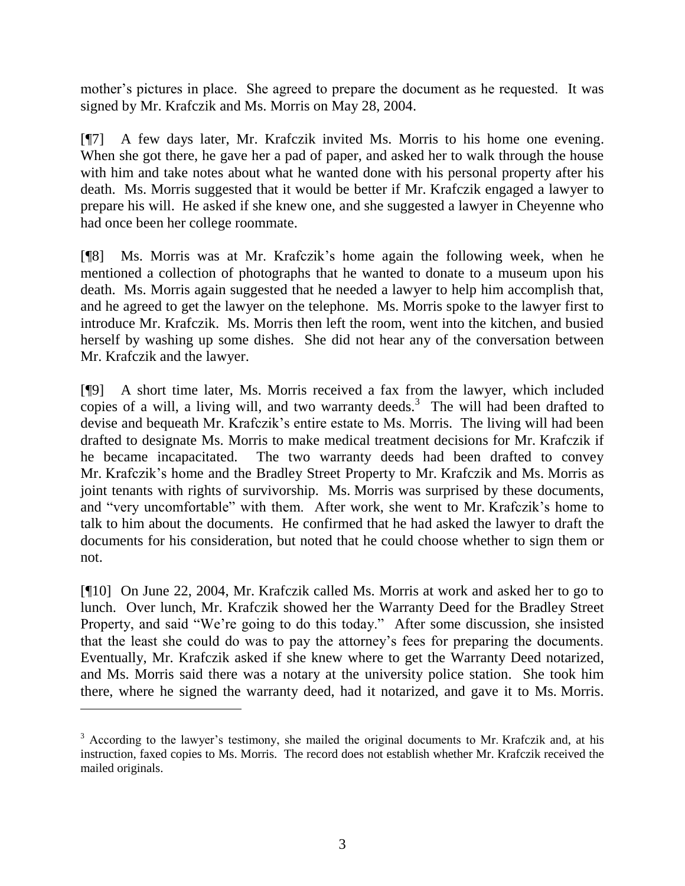mother's pictures in place. She agreed to prepare the document as he requested. It was signed by Mr. Krafczik and Ms. Morris on May 28, 2004.

[¶7] A few days later, Mr. Krafczik invited Ms. Morris to his home one evening. When she got there, he gave her a pad of paper, and asked her to walk through the house with him and take notes about what he wanted done with his personal property after his death. Ms. Morris suggested that it would be better if Mr. Krafczik engaged a lawyer to prepare his will. He asked if she knew one, and she suggested a lawyer in Cheyenne who had once been her college roommate.

[¶8] Ms. Morris was at Mr. Krafczik's home again the following week, when he mentioned a collection of photographs that he wanted to donate to a museum upon his death. Ms. Morris again suggested that he needed a lawyer to help him accomplish that, and he agreed to get the lawyer on the telephone. Ms. Morris spoke to the lawyer first to introduce Mr. Krafczik. Ms. Morris then left the room, went into the kitchen, and busied herself by washing up some dishes. She did not hear any of the conversation between Mr. Krafczik and the lawyer.

[¶9] A short time later, Ms. Morris received a fax from the lawyer, which included copies of a will, a living will, and two warranty deeds.[3] The will had been drafted to devise and bequeath Mr. Krafczik's entire estate to Ms. Morris. The living will had been drafted to designate Ms. Morris to make medical treatment decisions for Mr. Krafczik if he became incapacitated. The two warranty deeds had been drafted to convey Mr. Krafczik's home and the Bradley Street Property to Mr. Krafczik and Ms. Morris as joint tenants with rights of survivorship. Ms. Morris was surprised by these documents, and "very uncomfortable" with them. After work, she went to Mr. Krafczik's home to talk to him about the documents. He confirmed that he had asked the lawyer to draft the documents for his consideration, but noted that he could choose whether to sign them or not.

[¶10] On June 22, 2004, Mr. Krafczik called Ms. Morris at work and asked her to go to lunch. Over lunch, Mr. Krafczik showed her the Warranty Deed for the Bradley Street Property, and said "We're going to do this today." After some discussion, she insisted that the least she could do was to pay the attorney's fees for preparing the documents. Eventually, Mr. Krafczik asked if she knew where to get the Warranty Deed notarized, and Ms. Morris said there was a notary at the university police station. She took him there, where he signed the warranty deed, had it notarized, and gave it to Ms. Morris.

---

[3] According to the lawyer's testimony, she mailed the original documents to Mr. Krafczik and, at his instruction, faxed copies to Ms. Morris. The record does not establish whether Mr. Krafczik received the mailed originals.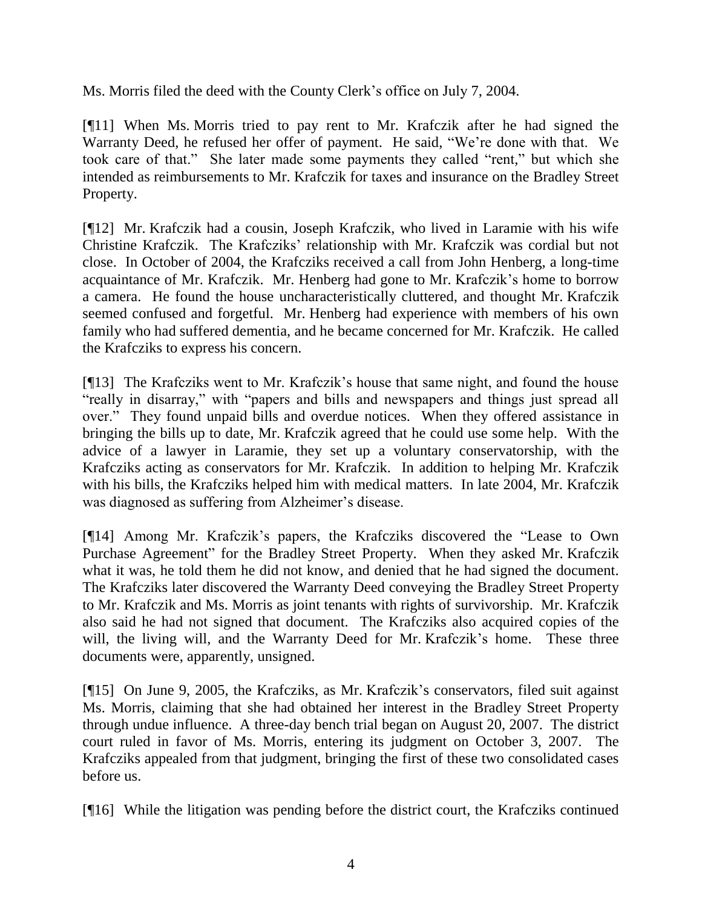Ms. Morris filed the deed with the County Clerk's office on July 7, 2004.

[¶11] When Ms. Morris tried to pay rent to Mr. Krafczik after he had signed the Warranty Deed, he refused her offer of payment. He said, "We're done with that. We took care of that." She later made some payments they called "rent," but which she intended as reimbursements to Mr. Krafczik for taxes and insurance on the Bradley Street Property.

[¶12] Mr. Krafczik had a cousin, Joseph Krafczik, who lived in Laramie with his wife Christine Krafczik. The Krafcziks' relationship with Mr. Krafczik was cordial but not close. In October of 2004, the Krafcziks received a call from John Henberg, a long-time acquaintance of Mr. Krafczik. Mr. Henberg had gone to Mr. Krafczik's home to borrow a camera. He found the house uncharacteristically cluttered, and thought Mr. Krafczik seemed confused and forgetful. Mr. Henberg had experience with members of his own family who had suffered dementia, and he became concerned for Mr. Krafczik. He called the Krafcziks to express his concern.

[¶13] The Krafcziks went to Mr. Krafczik's house that same night, and found the house "really in disarray," with "papers and bills and newspapers and things just spread all over." They found unpaid bills and overdue notices. When they offered assistance in bringing the bills up to date, Mr. Krafczik agreed that he could use some help. With the advice of a lawyer in Laramie, they set up a voluntary conservatorship, with the Krafcziks acting as conservators for Mr. Krafczik. In addition to helping Mr. Krafczik with his bills, the Krafcziks helped him with medical matters. In late 2004, Mr. Krafczik was diagnosed as suffering from Alzheimer's disease.

[¶14] Among Mr. Krafczik's papers, the Krafcziks discovered the "Lease to Own Purchase Agreement" for the Bradley Street Property. When they asked Mr. Krafczik what it was, he told them he did not know, and denied that he had signed the document. The Krafcziks later discovered the Warranty Deed conveying the Bradley Street Property to Mr. Krafczik and Ms. Morris as joint tenants with rights of survivorship. Mr. Krafczik also said he had not signed that document. The Krafcziks also acquired copies of the will, the living will, and the Warranty Deed for Mr. Krafczik's home. These three documents were, apparently, unsigned.

[¶15] On June 9, 2005, the Krafcziks, as Mr. Krafczik's conservators, filed suit against Ms. Morris, claiming that she had obtained her interest in the Bradley Street Property through undue influence. A three-day bench trial began on August 20, 2007. The district court ruled in favor of Ms. Morris, entering its judgment on October 3, 2007. The Krafcziks appealed from that judgment, bringing the first of these two consolidated cases before us.

[¶16] While the litigation was pending before the district court, the Krafcziks continued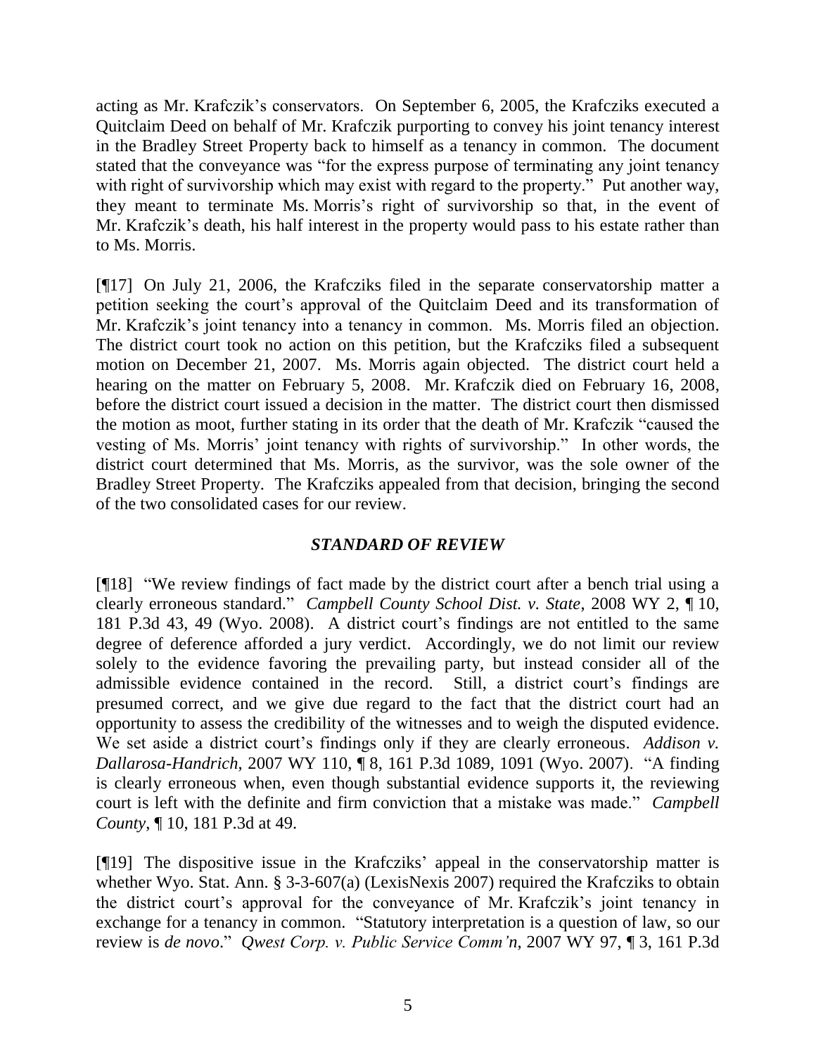acting as Mr. Krafczik's conservators. On September 6, 2005, the Krafcziks executed a Quitclaim Deed on behalf of Mr. Krafczik purporting to convey his joint tenancy interest in the Bradley Street Property back to himself as a tenancy in common. The document stated that the conveyance was "for the express purpose of terminating any joint tenancy with right of survivorship which may exist with regard to the property." Put another way, they meant to terminate Ms. Morris's right of survivorship so that, in the event of Mr. Krafczik's death, his half interest in the property would pass to his estate rather than to Ms. Morris.

[¶17] On July 21, 2006, the Krafcziks filed in the separate conservatorship matter a petition seeking the court's approval of the Quitclaim Deed and its transformation of Mr. Krafczik's joint tenancy into a tenancy in common. Ms. Morris filed an objection. The district court took no action on this petition, but the Krafcziks filed a subsequent motion on December 21, 2007. Ms. Morris again objected. The district court held a hearing on the matter on February 5, 2008. Mr. Krafczik died on February 16, 2008, before the district court issued a decision in the matter. The district court then dismissed the motion as moot, further stating in its order that the death of Mr. Krafczik "caused the vesting of Ms. Morris' joint tenancy with rights of survivorship." In other words, the district court determined that Ms. Morris, as the survivor, was the sole owner of the Bradley Street Property. The Krafcziks appealed from that decision, bringing the second of the two consolidated cases for our review.

## *STANDARD OF REVIEW*

[¶18] "We review findings of fact made by the district court after a bench trial using a clearly erroneous standard." *Campbell County School Dist. v. State*, 2008 WY 2, ¶ 10, 181 P.3d 43, 49 (Wyo. 2008). A district court's findings are not entitled to the same degree of deference afforded a jury verdict. Accordingly, we do not limit our review solely to the evidence favoring the prevailing party, but instead consider all of the admissible evidence contained in the record. Still, a district court's findings are presumed correct, and we give due regard to the fact that the district court had an opportunity to assess the credibility of the witnesses and to weigh the disputed evidence. We set aside a district court's findings only if they are clearly erroneous. *Addison v. Dallarosa-Handrich*, 2007 WY 110, ¶ 8, 161 P.3d 1089, 1091 (Wyo. 2007). "A finding is clearly erroneous when, even though substantial evidence supports it, the reviewing court is left with the definite and firm conviction that a mistake was made." *Campbell County*, ¶ 10, 181 P.3d at 49.

[¶19] The dispositive issue in the Krafcziks' appeal in the conservatorship matter is whether Wyo. Stat. Ann. § 3-3-607(a) (LexisNexis 2007) required the Krafcziks to obtain the district court's approval for the conveyance of Mr. Krafczik's joint tenancy in exchange for a tenancy in common. "Statutory interpretation is a question of law, so our review is *de novo*." *Qwest Corp. v. Public Service Comm'n*, 2007 WY 97, ¶ 3, 161 P.3d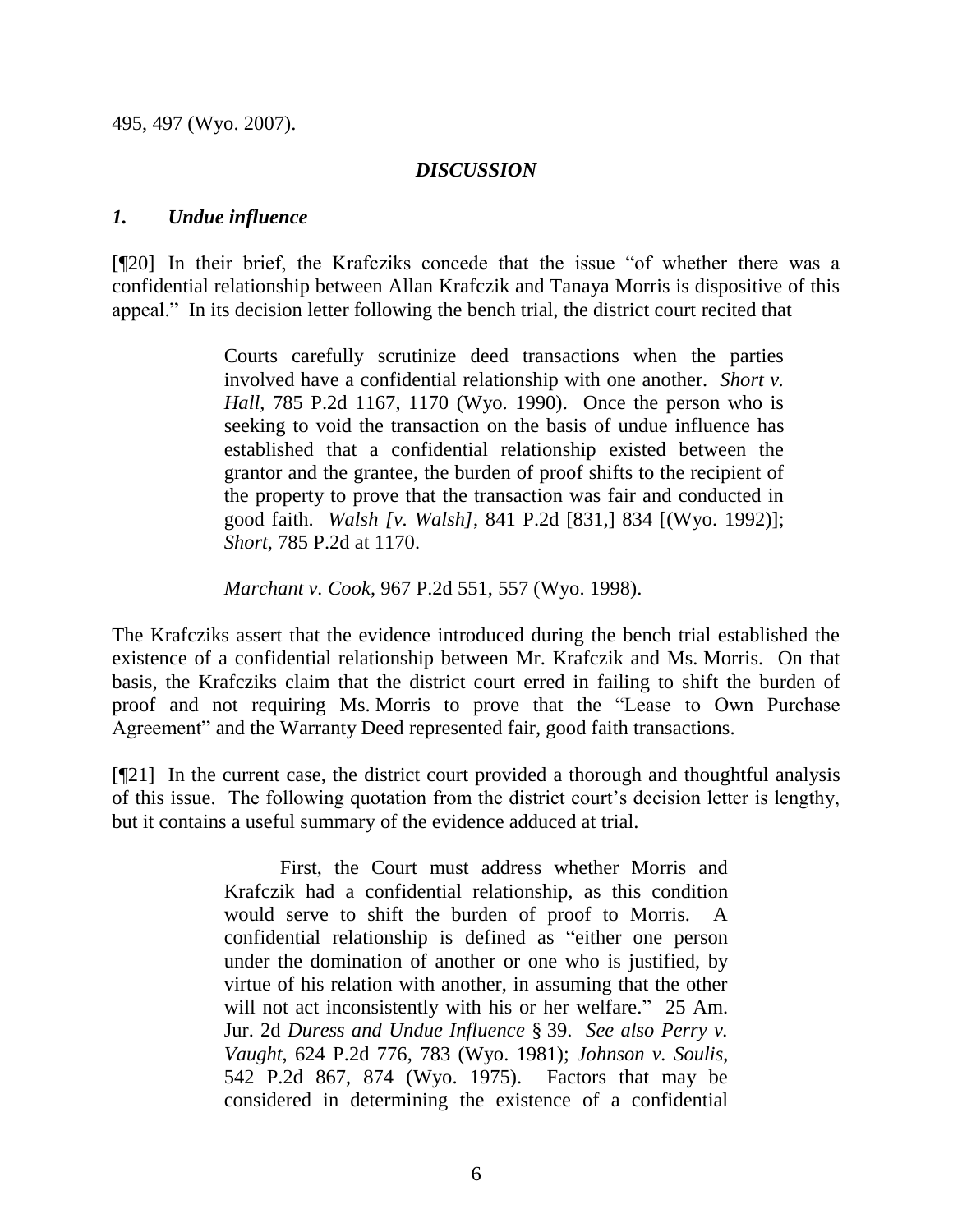495, 497 (Wyo. 2007).

## *DISCUSSION*

### *1. Undue influence*

[¶20] In their brief, the Krafcziks concede that the issue "of whether there was a confidential relationship between Allan Krafczik and Tanaya Morris is dispositive of this appeal." In its decision letter following the bench trial, the district court recited that

> Courts carefully scrutinize deed transactions when the parties involved have a confidential relationship with one another. *Short v. Hall*, 785 P.2d 1167, 1170 (Wyo. 1990). Once the person who is seeking to void the transaction on the basis of undue influence has established that a confidential relationship existed between the grantor and the grantee, the burden of proof shifts to the recipient of the property to prove that the transaction was fair and conducted in good faith. *Walsh [v. Walsh]*, 841 P.2d [831,] 834 [(Wyo. 1992)]; *Short*, 785 P.2d at 1170.
>
> *Marchant v. Cook*, 967 P.2d 551, 557 (Wyo. 1998).

The Krafcziks assert that the evidence introduced during the bench trial established the existence of a confidential relationship between Mr. Krafczik and Ms. Morris. On that basis, the Krafcziks claim that the district court erred in failing to shift the burden of proof and not requiring Ms. Morris to prove that the "Lease to Own Purchase Agreement" and the Warranty Deed represented fair, good faith transactions.

[¶21] In the current case, the district court provided a thorough and thoughtful analysis of this issue. The following quotation from the district court's decision letter is lengthy, but it contains a useful summary of the evidence adduced at trial.

> First, the Court must address whether Morris and Krafczik had a confidential relationship, as this condition would serve to shift the burden of proof to Morris. A confidential relationship is defined as "either one person under the domination of another or one who is justified, by virtue of his relation with another, in assuming that the other will not act inconsistently with his or her welfare." 25 Am. Jur. 2d *Duress and Undue Influence* § 39. *See also Perry v. Vaught*, 624 P.2d 776, 783 (Wyo. 1981); *Johnson v. Soulis*, 542 P.2d 867, 874 (Wyo. 1975). Factors that may be considered in determining the existence of a confidential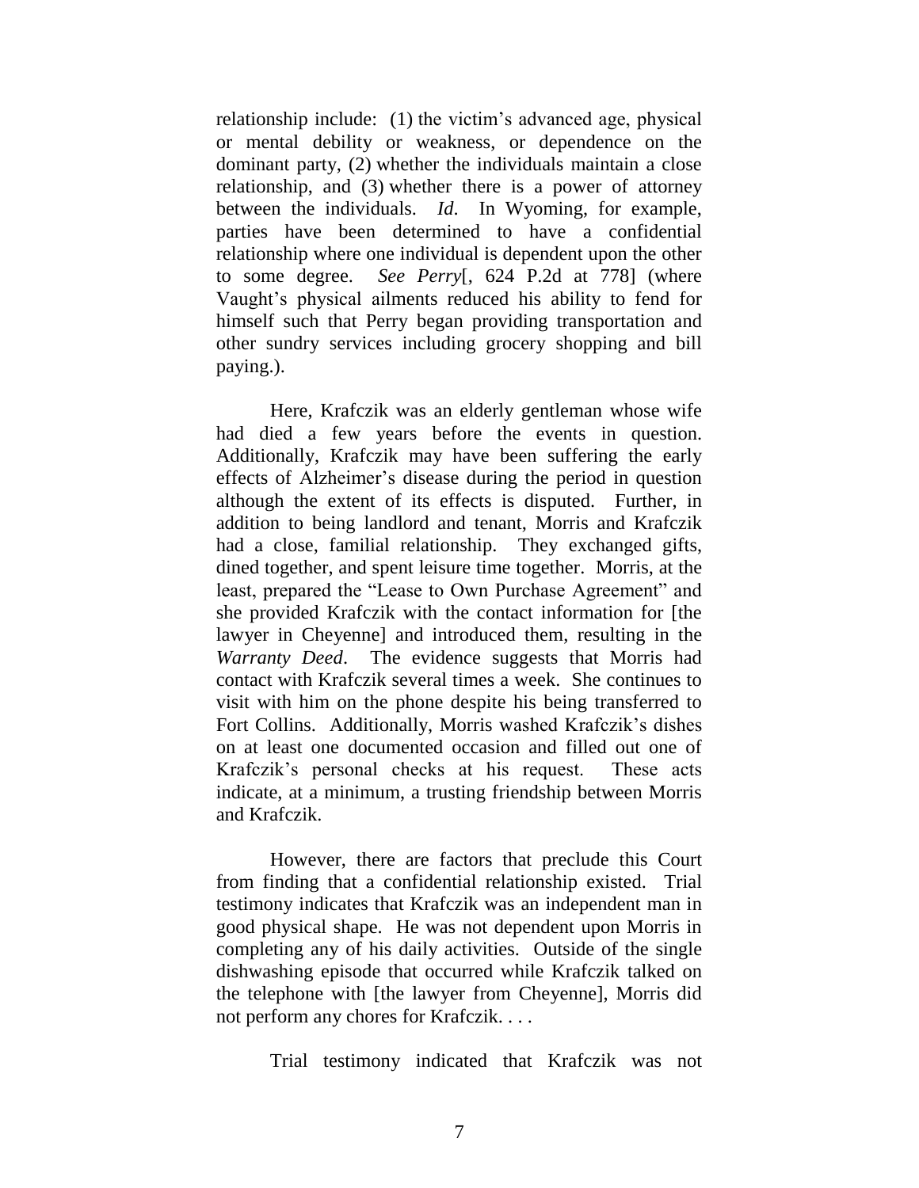relationship include: (1) the victim's advanced age, physical or mental debility or weakness, or dependence on the dominant party, (2) whether the individuals maintain a close relationship, and (3) whether there is a power of attorney between the individuals. *Id*. In Wyoming, for example, parties have been determined to have a confidential relationship where one individual is dependent upon the other to some degree. *See Perry*[, 624 P.2d at 778] (where Vaught's physical ailments reduced his ability to fend for himself such that Perry began providing transportation and other sundry services including grocery shopping and bill paying.).

Here, Krafczik was an elderly gentleman whose wife had died a few years before the events in question. Additionally, Krafczik may have been suffering the early effects of Alzheimer's disease during the period in question although the extent of its effects is disputed. Further, in addition to being landlord and tenant, Morris and Krafczik had a close, familial relationship. They exchanged gifts, dined together, and spent leisure time together. Morris, at the least, prepared the "Lease to Own Purchase Agreement" and she provided Krafczik with the contact information for [the lawyer in Cheyenne] and introduced them, resulting in the *Warranty Deed*. The evidence suggests that Morris had contact with Krafczik several times a week. She continues to visit with him on the phone despite his being transferred to Fort Collins. Additionally, Morris washed Krafczik's dishes on at least one documented occasion and filled out one of Krafczik's personal checks at his request. These acts indicate, at a minimum, a trusting friendship between Morris and Krafczik.

However, there are factors that preclude this Court from finding that a confidential relationship existed. Trial testimony indicates that Krafczik was an independent man in good physical shape. He was not dependent upon Morris in completing any of his daily activities. Outside of the single dishwashing episode that occurred while Krafczik talked on the telephone with [the lawyer from Cheyenne], Morris did not perform any chores for Krafczik. . . .

Trial testimony indicated that Krafczik was not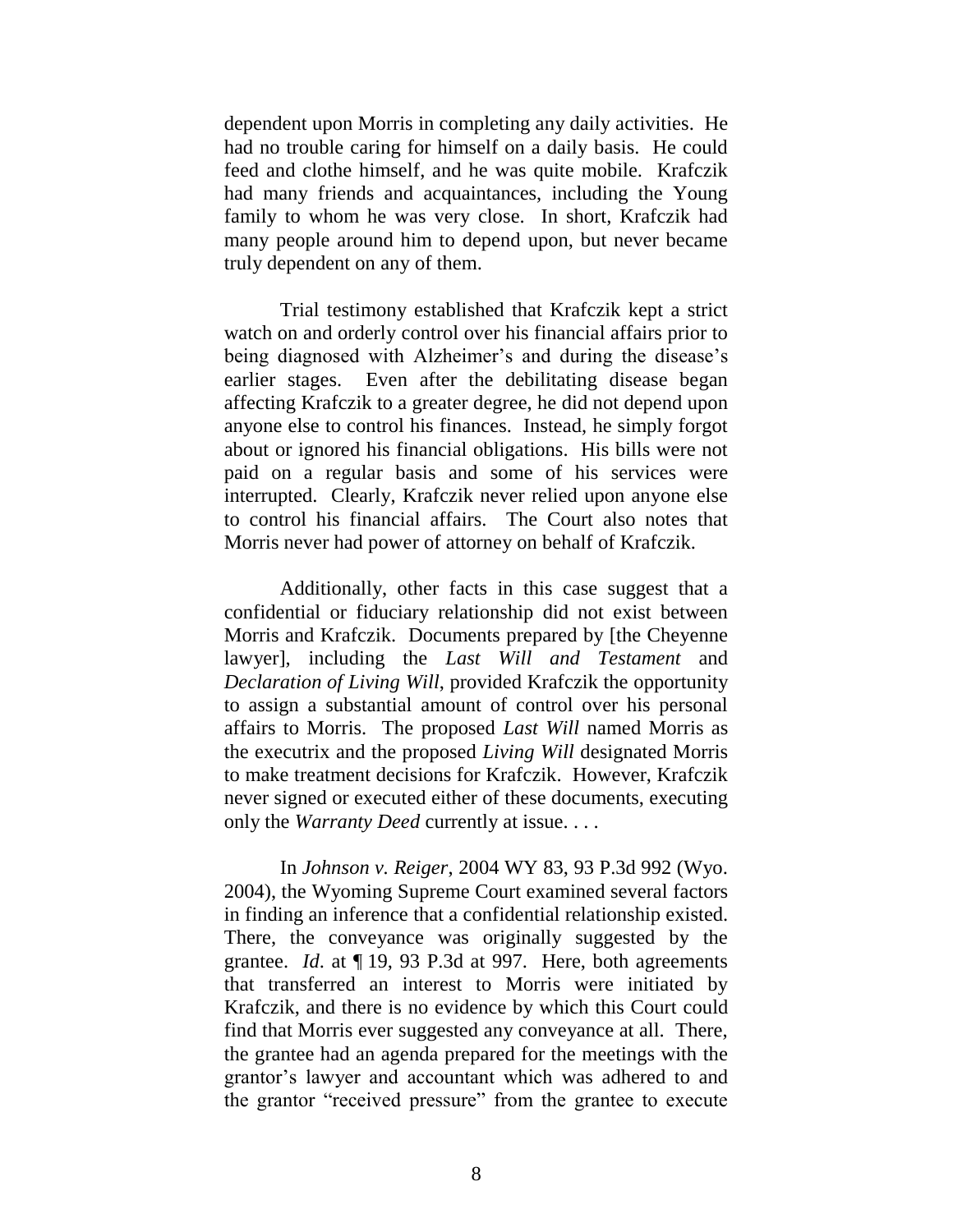dependent upon Morris in completing any daily activities. He had no trouble caring for himself on a daily basis. He could feed and clothe himself, and he was quite mobile. Krafczik had many friends and acquaintances, including the Young family to whom he was very close. In short, Krafczik had many people around him to depend upon, but never became truly dependent on any of them.

Trial testimony established that Krafczik kept a strict watch on and orderly control over his financial affairs prior to being diagnosed with Alzheimer's and during the disease's earlier stages. Even after the debilitating disease began affecting Krafczik to a greater degree, he did not depend upon anyone else to control his finances. Instead, he simply forgot about or ignored his financial obligations. His bills were not paid on a regular basis and some of his services were interrupted. Clearly, Krafczik never relied upon anyone else to control his financial affairs. The Court also notes that Morris never had power of attorney on behalf of Krafczik.

Additionally, other facts in this case suggest that a confidential or fiduciary relationship did not exist between Morris and Krafczik. Documents prepared by [the Cheyenne lawyer], including the *Last Will and Testament* and *Declaration of Living Will*, provided Krafczik the opportunity to assign a substantial amount of control over his personal affairs to Morris. The proposed *Last Will* named Morris as the executrix and the proposed *Living Will* designated Morris to make treatment decisions for Krafczik. However, Krafczik never signed or executed either of these documents, executing only the *Warranty Deed* currently at issue. . . .

In *Johnson v. Reiger*, 2004 WY 83, 93 P.3d 992 (Wyo. 2004), the Wyoming Supreme Court examined several factors in finding an inference that a confidential relationship existed. There, the conveyance was originally suggested by the grantee. *Id*. at ¶ 19, 93 P.3d at 997. Here, both agreements that transferred an interest to Morris were initiated by Krafczik, and there is no evidence by which this Court could find that Morris ever suggested any conveyance at all. There, the grantee had an agenda prepared for the meetings with the grantor's lawyer and accountant which was adhered to and the grantor "received pressure" from the grantee to execute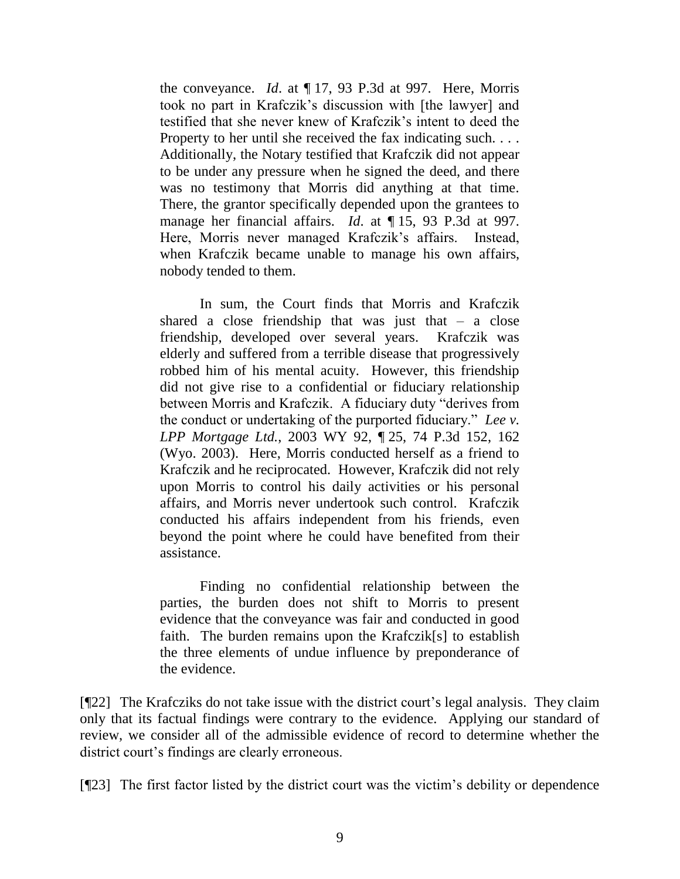> the conveyance. *Id*. at ¶ 17, 93 P.3d at 997. Here, Morris took no part in Krafczik's discussion with [the lawyer] and testified that she never knew of Krafczik's intent to deed the Property to her until she received the fax indicating such. . . . Additionally, the Notary testified that Krafczik did not appear to be under any pressure when he signed the deed, and there was no testimony that Morris did anything at that time. There, the grantor specifically depended upon the grantees to manage her financial affairs. *Id*. at ¶ 15, 93 P.3d at 997. Here, Morris never managed Krafczik's affairs. Instead, when Krafczik became unable to manage his own affairs, nobody tended to them.
>
> In sum, the Court finds that Morris and Krafczik shared a close friendship that was just that – a close friendship, developed over several years. Krafczik was elderly and suffered from a terrible disease that progressively robbed him of his mental acuity. However, this friendship did not give rise to a confidential or fiduciary relationship between Morris and Krafczik. A fiduciary duty "derives from the conduct or undertaking of the purported fiduciary." *Lee v. LPP Mortgage Ltd.*, 2003 WY 92, ¶ 25, 74 P.3d 152, 162 (Wyo. 2003). Here, Morris conducted herself as a friend to Krafczik and he reciprocated. However, Krafczik did not rely upon Morris to control his daily activities or his personal affairs, and Morris never undertook such control. Krafczik conducted his affairs independent from his friends, even beyond the point where he could have benefited from their assistance.
>
> Finding no confidential relationship between the parties, the burden does not shift to Morris to present evidence that the conveyance was fair and conducted in good faith. The burden remains upon the Krafczik[s] to establish the three elements of undue influence by preponderance of the evidence.

[¶22] The Krafcziks do not take issue with the district court's legal analysis. They claim only that its factual findings were contrary to the evidence. Applying our standard of review, we consider all of the admissible evidence of record to determine whether the district court's findings are clearly erroneous.

[¶23] The first factor listed by the district court was the victim's debility or dependence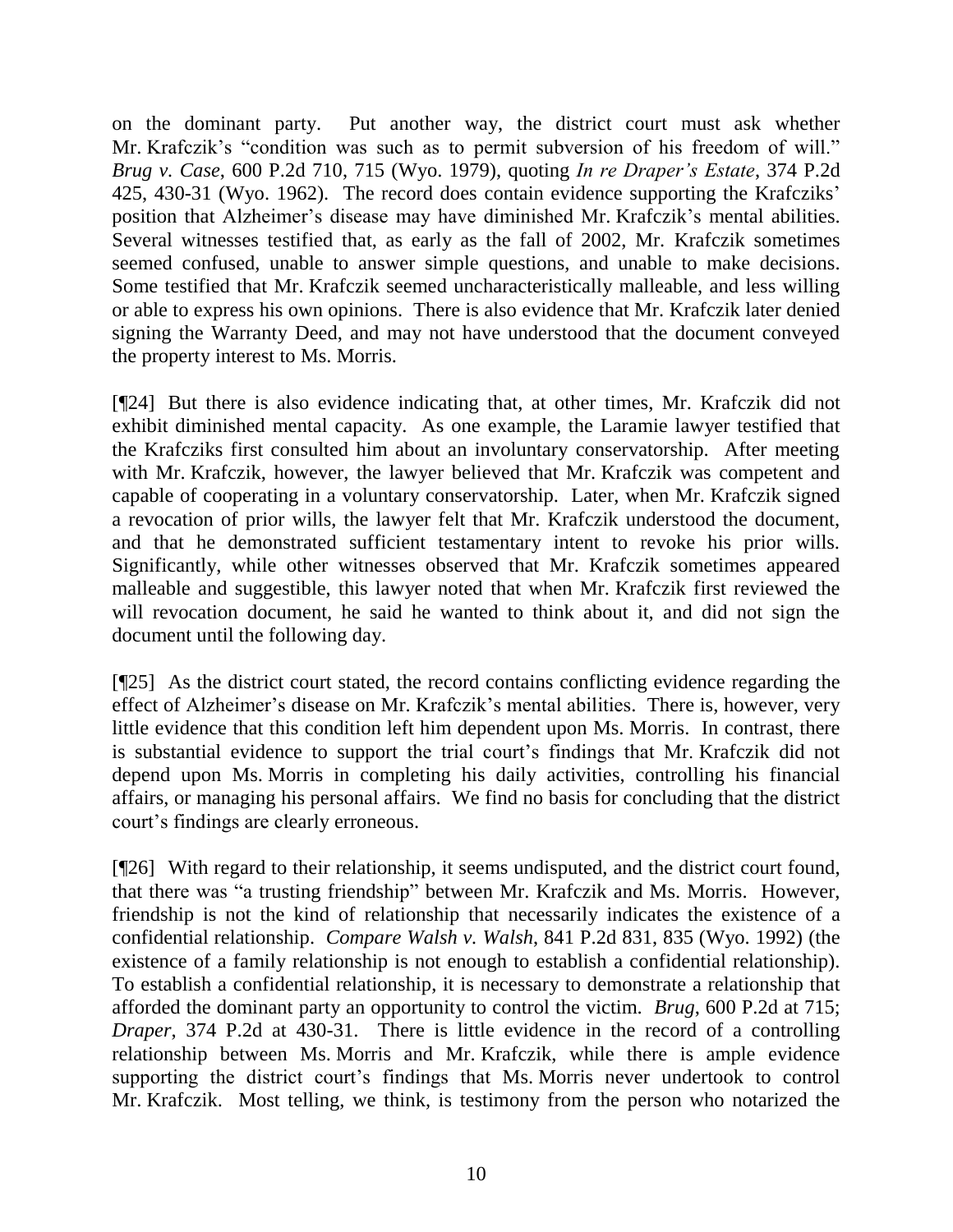on the dominant party. Put another way, the district court must ask whether Mr. Krafczik's "condition was such as to permit subversion of his freedom of will." *Brug v. Case*, 600 P.2d 710, 715 (Wyo. 1979), quoting *In re Draper's Estate*, 374 P.2d 425, 430-31 (Wyo. 1962). The record does contain evidence supporting the Krafcziks' position that Alzheimer's disease may have diminished Mr. Krafczik's mental abilities. Several witnesses testified that, as early as the fall of 2002, Mr. Krafczik sometimes seemed confused, unable to answer simple questions, and unable to make decisions. Some testified that Mr. Krafczik seemed uncharacteristically malleable, and less willing or able to express his own opinions. There is also evidence that Mr. Krafczik later denied signing the Warranty Deed, and may not have understood that the document conveyed the property interest to Ms. Morris.

[¶24] But there is also evidence indicating that, at other times, Mr. Krafczik did not exhibit diminished mental capacity. As one example, the Laramie lawyer testified that the Krafcziks first consulted him about an involuntary conservatorship. After meeting with Mr. Krafczik, however, the lawyer believed that Mr. Krafczik was competent and capable of cooperating in a voluntary conservatorship. Later, when Mr. Krafczik signed a revocation of prior wills, the lawyer felt that Mr. Krafczik understood the document, and that he demonstrated sufficient testamentary intent to revoke his prior wills. Significantly, while other witnesses observed that Mr. Krafczik sometimes appeared malleable and suggestible, this lawyer noted that when Mr. Krafczik first reviewed the will revocation document, he said he wanted to think about it, and did not sign the document until the following day.

[¶25] As the district court stated, the record contains conflicting evidence regarding the effect of Alzheimer's disease on Mr. Krafczik's mental abilities. There is, however, very little evidence that this condition left him dependent upon Ms. Morris. In contrast, there is substantial evidence to support the trial court's findings that Mr. Krafczik did not depend upon Ms. Morris in completing his daily activities, controlling his financial affairs, or managing his personal affairs. We find no basis for concluding that the district court's findings are clearly erroneous.

[¶26] With regard to their relationship, it seems undisputed, and the district court found, that there was "a trusting friendship" between Mr. Krafczik and Ms. Morris. However, friendship is not the kind of relationship that necessarily indicates the existence of a confidential relationship. *Compare Walsh v. Walsh*, 841 P.2d 831, 835 (Wyo. 1992) (the existence of a family relationship is not enough to establish a confidential relationship). To establish a confidential relationship, it is necessary to demonstrate a relationship that afforded the dominant party an opportunity to control the victim. *Brug*, 600 P.2d at 715; *Draper*, 374 P.2d at 430-31. There is little evidence in the record of a controlling relationship between Ms. Morris and Mr. Krafczik, while there is ample evidence supporting the district court's findings that Ms. Morris never undertook to control Mr. Krafczik. Most telling, we think, is testimony from the person who notarized the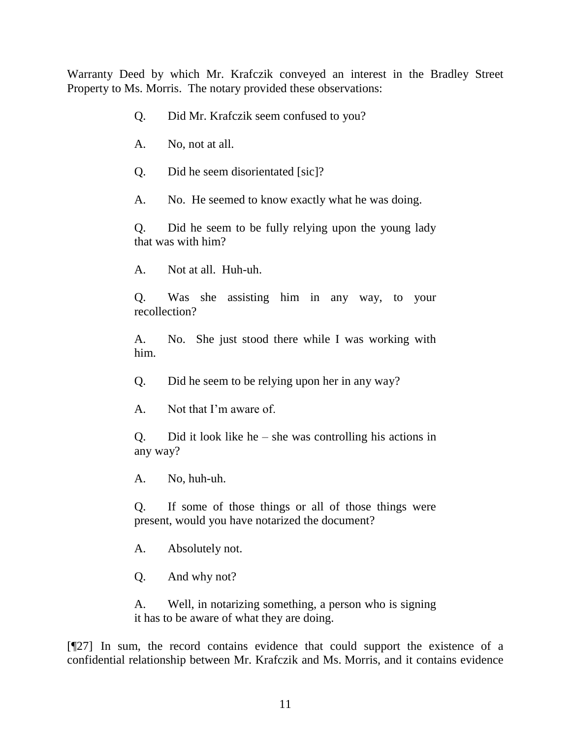Warranty Deed by which Mr. Krafczik conveyed an interest in the Bradley Street Property to Ms. Morris. The notary provided these observations:

> Q. Did Mr. Krafczik seem confused to you?
>
> A. No, not at all.
>
> Q. Did he seem disorientated [sic]?
>
> A. No. He seemed to know exactly what he was doing.
>
> Q. Did he seem to be fully relying upon the young lady that was with him?
>
> A. Not at all. Huh-uh.
>
> Q. Was she assisting him in any way, to your recollection?
>
> A. No. She just stood there while I was working with him.
>
> Q. Did he seem to be relying upon her in any way?
>
> A. Not that I'm aware of.
>
> Q. Did it look like he – she was controlling his actions in any way?
>
> A. No, huh-uh.
>
> Q. If some of those things or all of those things were present, would you have notarized the document?
>
> A. Absolutely not.
>
> Q. And why not?
>
> A. Well, in notarizing something, a person who is signing it has to be aware of what they are doing.

[¶27] In sum, the record contains evidence that could support the existence of a confidential relationship between Mr. Krafczik and Ms. Morris, and it contains evidence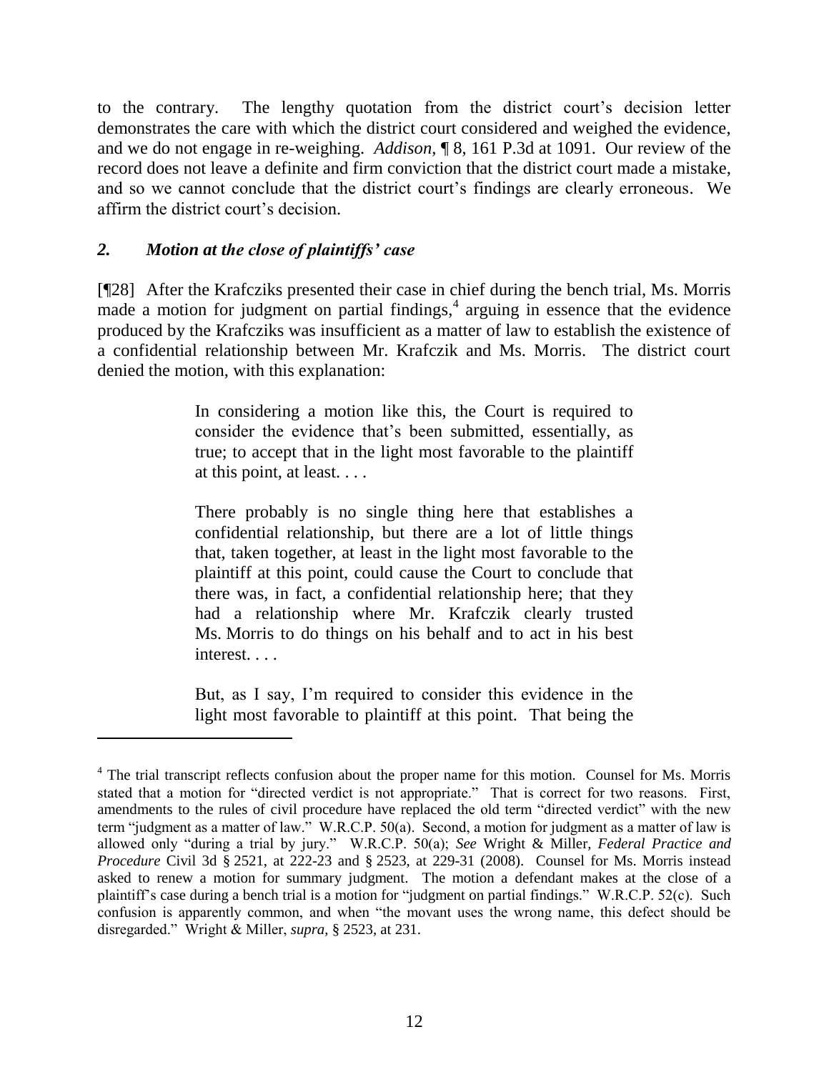to the contrary. The lengthy quotation from the district court's decision letter demonstrates the care with which the district court considered and weighed the evidence, and we do not engage in re-weighing. *Addison*, ¶ 8, 161 P.3d at 1091. Our review of the record does not leave a definite and firm conviction that the district court made a mistake, and so we cannot conclude that the district court's findings are clearly erroneous. We affirm the district court's decision.

### *2. Motion at the close of plaintiffs' case*

[¶28] After the Krafcziks presented their case in chief during the bench trial, Ms. Morris made a motion for judgment on partial findings,[4] arguing in essence that the evidence produced by the Krafcziks was insufficient as a matter of law to establish the existence of a confidential relationship between Mr. Krafczik and Ms. Morris. The district court denied the motion, with this explanation:

> In considering a motion like this, the Court is required to consider the evidence that's been submitted, essentially, as true; to accept that in the light most favorable to the plaintiff at this point, at least. . . .
>
> There probably is no single thing here that establishes a confidential relationship, but there are a lot of little things that, taken together, at least in the light most favorable to the plaintiff at this point, could cause the Court to conclude that there was, in fact, a confidential relationship here; that they had a relationship where Mr. Krafczik clearly trusted Ms. Morris to do things on his behalf and to act in his best interest. . . .
>
> But, as I say, I'm required to consider this evidence in the light most favorable to plaintiff at this point. That being the

---

[4] The trial transcript reflects confusion about the proper name for this motion. Counsel for Ms. Morris stated that a motion for "directed verdict is not appropriate." That is correct for two reasons. First, amendments to the rules of civil procedure have replaced the old term "directed verdict" with the new term "judgment as a matter of law." W.R.C.P. 50(a). Second, a motion for judgment as a matter of law is allowed only "during a trial by jury." W.R.C.P. 50(a); *See* Wright & Miller, *Federal Practice and Procedure* Civil 3d § 2521, at 222-23 and § 2523, at 229-31 (2008). Counsel for Ms. Morris instead asked to renew a motion for summary judgment. The motion a defendant makes at the close of a plaintiff's case during a bench trial is a motion for "judgment on partial findings." W.R.C.P. 52(c). Such confusion is apparently common, and when "the movant uses the wrong name, this defect should be disregarded." Wright & Miller, *supra*, § 2523, at 231.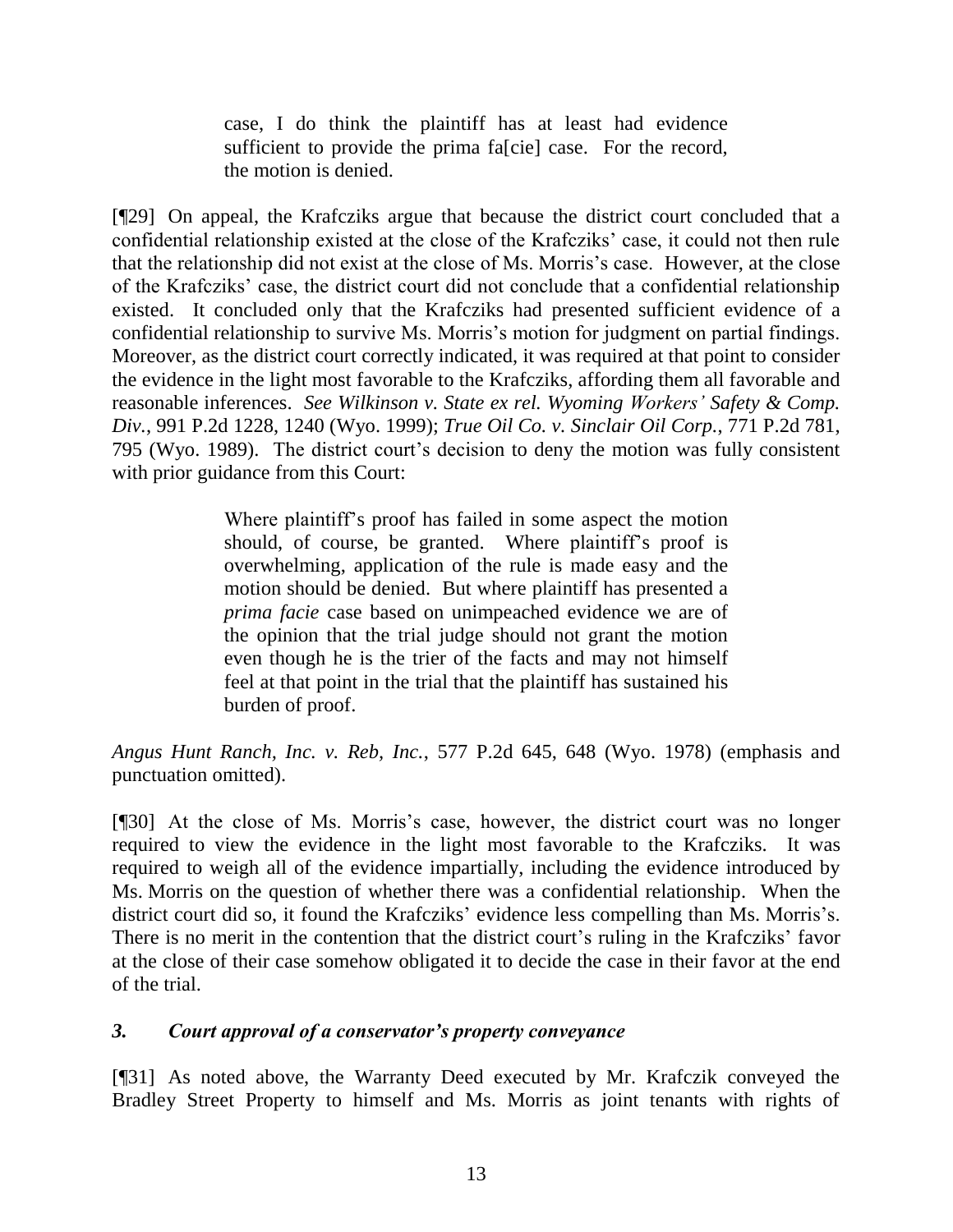> case, I do think the plaintiff has at least had evidence sufficient to provide the prima fa[cie] case. For the record, the motion is denied.

[¶29] On appeal, the Krafcziks argue that because the district court concluded that a confidential relationship existed at the close of the Krafcziks' case, it could not then rule that the relationship did not exist at the close of Ms. Morris's case. However, at the close of the Krafcziks' case, the district court did not conclude that a confidential relationship existed. It concluded only that the Krafcziks had presented sufficient evidence of a confidential relationship to survive Ms. Morris's motion for judgment on partial findings. Moreover, as the district court correctly indicated, it was required at that point to consider the evidence in the light most favorable to the Krafcziks, affording them all favorable and reasonable inferences. *See Wilkinson v. State ex rel. Wyoming Workers' Safety & Comp. Div.*, 991 P.2d 1228, 1240 (Wyo. 1999); *True Oil Co. v. Sinclair Oil Corp.*, 771 P.2d 781, 795 (Wyo. 1989). The district court's decision to deny the motion was fully consistent with prior guidance from this Court:

> Where plaintiff's proof has failed in some aspect the motion should, of course, be granted. Where plaintiff's proof is overwhelming, application of the rule is made easy and the motion should be denied. But where plaintiff has presented a *prima facie* case based on unimpeached evidence we are of the opinion that the trial judge should not grant the motion even though he is the trier of the facts and may not himself feel at that point in the trial that the plaintiff has sustained his burden of proof.

*Angus Hunt Ranch, Inc. v. Reb, Inc.*, 577 P.2d 645, 648 (Wyo. 1978) (emphasis and punctuation omitted).

[¶30] At the close of Ms. Morris's case, however, the district court was no longer required to view the evidence in the light most favorable to the Krafcziks. It was required to weigh all of the evidence impartially, including the evidence introduced by Ms. Morris on the question of whether there was a confidential relationship. When the district court did so, it found the Krafcziks' evidence less compelling than Ms. Morris's. There is no merit in the contention that the district court's ruling in the Krafcziks' favor at the close of their case somehow obligated it to decide the case in their favor at the end of the trial.

### *3. Court approval of a conservator's property conveyance*

[¶31] As noted above, the Warranty Deed executed by Mr. Krafczik conveyed the Bradley Street Property to himself and Ms. Morris as joint tenants with rights of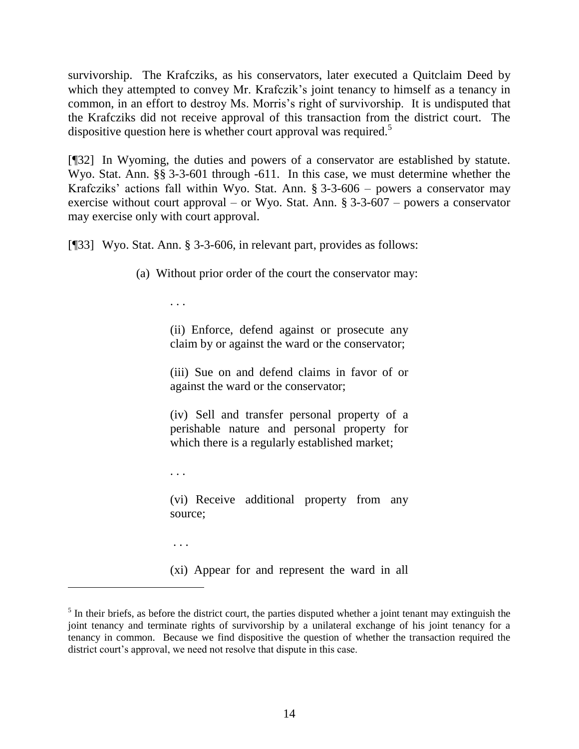survivorship. The Krafcziks, as his conservators, later executed a Quitclaim Deed by which they attempted to convey Mr. Krafczik's joint tenancy to himself as a tenancy in common, in an effort to destroy Ms. Morris's right of survivorship. It is undisputed that the Krafcziks did not receive approval of this transaction from the district court. The dispositive question here is whether court approval was required.[5]

[¶32] In Wyoming, the duties and powers of a conservator are established by statute. Wyo. Stat. Ann. §§ 3-3-601 through -611. In this case, we must determine whether the Krafcziks' actions fall within Wyo. Stat. Ann. § 3-3-606 – powers a conservator may exercise without court approval – or Wyo. Stat. Ann. § 3-3-607 – powers a conservator may exercise only with court approval.

[¶33] Wyo. Stat. Ann. § 3-3-606, in relevant part, provides as follows:

> (a) Without prior order of the court the conservator may:
>
> > . . .
> >
> > (ii) Enforce, defend against or prosecute any claim by or against the ward or the conservator;
> >
> > (iii) Sue on and defend claims in favor of or against the ward or the conservator;
> >
> > (iv) Sell and transfer personal property of a perishable nature and personal property for which there is a regularly established market;
> >
> > . . .
> >
> > (vi) Receive additional property from any source;
> >
> > . . .
> >
> > (xi) Appear for and represent the ward in all

[5] In their briefs, as before the district court, the parties disputed whether a joint tenant may extinguish the joint tenancy and terminate rights of survivorship by a unilateral exchange of his joint tenancy for a tenancy in common. Because we find dispositive the question of whether the transaction required the district court's approval, we need not resolve that dispute in this case.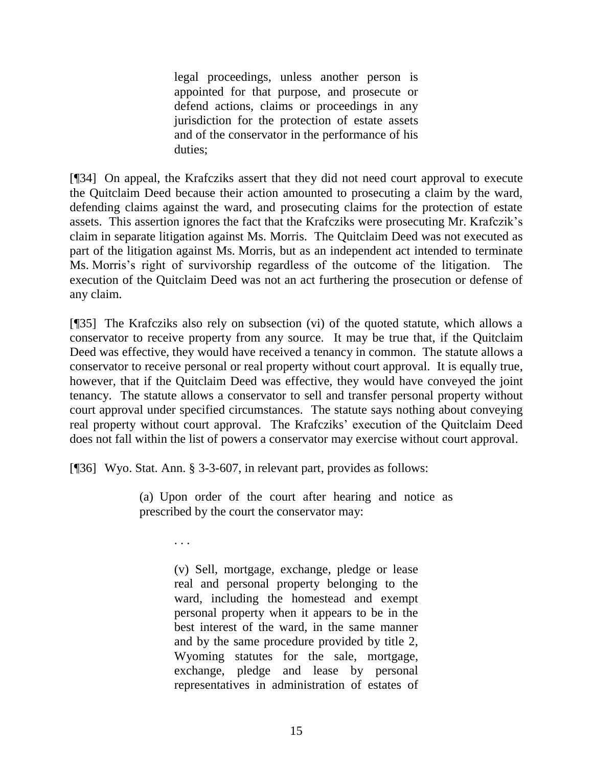> legal proceedings, unless another person is appointed for that purpose, and prosecute or defend actions, claims or proceedings in any jurisdiction for the protection of estate assets and of the conservator in the performance of his duties;

[¶34] On appeal, the Krafcziks assert that they did not need court approval to execute the Quitclaim Deed because their action amounted to prosecuting a claim by the ward, defending claims against the ward, and prosecuting claims for the protection of estate assets. This assertion ignores the fact that the Krafcziks were prosecuting Mr. Krafczik's claim in separate litigation against Ms. Morris. The Quitclaim Deed was not executed as part of the litigation against Ms. Morris, but as an independent act intended to terminate Ms. Morris's right of survivorship regardless of the outcome of the litigation. The execution of the Quitclaim Deed was not an act furthering the prosecution or defense of any claim.

[¶35] The Krafcziks also rely on subsection (vi) of the quoted statute, which allows a conservator to receive property from any source. It may be true that, if the Quitclaim Deed was effective, they would have received a tenancy in common. The statute allows a conservator to receive personal or real property without court approval. It is equally true, however, that if the Quitclaim Deed was effective, they would have conveyed the joint tenancy. The statute allows a conservator to sell and transfer personal property without court approval under specified circumstances. The statute says nothing about conveying real property without court approval. The Krafcziks' execution of the Quitclaim Deed does not fall within the list of powers a conservator may exercise without court approval.

[¶36] Wyo. Stat. Ann. § 3-3-607, in relevant part, provides as follows:

> (a) Upon order of the court after hearing and notice as prescribed by the court the conservator may:
>
> . . .
>
> (v) Sell, mortgage, exchange, pledge or lease real and personal property belonging to the ward, including the homestead and exempt personal property when it appears to be in the best interest of the ward, in the same manner and by the same procedure provided by title 2, Wyoming statutes for the sale, mortgage, exchange, pledge and lease by personal representatives in administration of estates of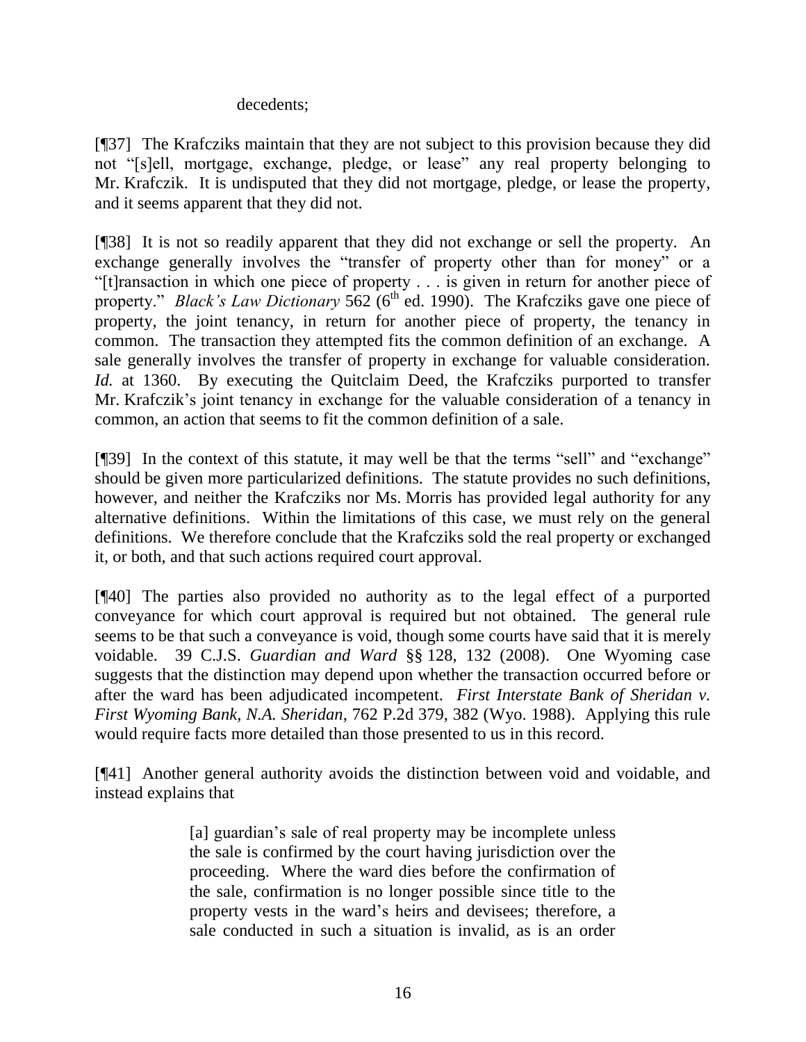decedents;

[¶37] The Krafcziks maintain that they are not subject to this provision because they did not "[s]ell, mortgage, exchange, pledge, or lease" any real property belonging to Mr. Krafczik. It is undisputed that they did not mortgage, pledge, or lease the property, and it seems apparent that they did not.

[¶38] It is not so readily apparent that they did not exchange or sell the property. An exchange generally involves the "transfer of property other than for money" or a "[t]ransaction in which one piece of property . . . is given in return for another piece of property." *Black's Law Dictionary* 562 (6th ed. 1990). The Krafcziks gave one piece of property, the joint tenancy, in return for another piece of property, the tenancy in common. The transaction they attempted fits the common definition of an exchange. A sale generally involves the transfer of property in exchange for valuable consideration. *Id.* at 1360. By executing the Quitclaim Deed, the Krafcziks purported to transfer Mr. Krafczik's joint tenancy in exchange for the valuable consideration of a tenancy in common, an action that seems to fit the common definition of a sale.

[¶39] In the context of this statute, it may well be that the terms "sell" and "exchange" should be given more particularized definitions. The statute provides no such definitions, however, and neither the Krafcziks nor Ms. Morris has provided legal authority for any alternative definitions. Within the limitations of this case, we must rely on the general definitions. We therefore conclude that the Krafcziks sold the real property or exchanged it, or both, and that such actions required court approval.

[¶40] The parties also provided no authority as to the legal effect of a purported conveyance for which court approval is required but not obtained. The general rule seems to be that such a conveyance is void, though some courts have said that it is merely voidable. 39 C.J.S. *Guardian and Ward* §§ 128, 132 (2008). One Wyoming case suggests that the distinction may depend upon whether the transaction occurred before or after the ward has been adjudicated incompetent. *First Interstate Bank of Sheridan v. First Wyoming Bank, N.A. Sheridan*, 762 P.2d 379, 382 (Wyo. 1988). Applying this rule would require facts more detailed than those presented to us in this record.

[¶41] Another general authority avoids the distinction between void and voidable, and instead explains that

> [a] guardian's sale of real property may be incomplete unless the sale is confirmed by the court having jurisdiction over the proceeding. Where the ward dies before the confirmation of the sale, confirmation is no longer possible since title to the property vests in the ward's heirs and devisees; therefore, a sale conducted in such a situation is invalid, as is an order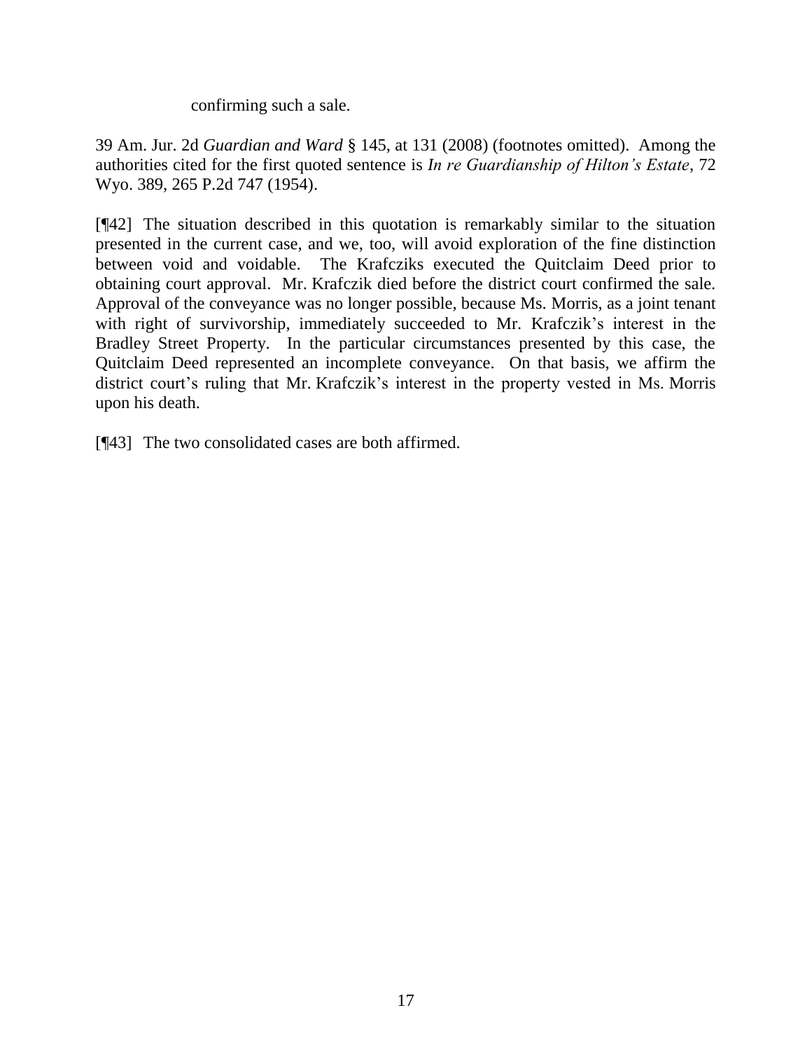> confirming such a sale.

39 Am. Jur. 2d *Guardian and Ward* § 145, at 131 (2008) (footnotes omitted). Among the authorities cited for the first quoted sentence is *In re Guardianship of Hilton's Estate*, 72 Wyo. 389, 265 P.2d 747 (1954).

[¶42] The situation described in this quotation is remarkably similar to the situation presented in the current case, and we, too, will avoid exploration of the fine distinction between void and voidable. The Krafcziks executed the Quitclaim Deed prior to obtaining court approval. Mr. Krafczik died before the district court confirmed the sale. Approval of the conveyance was no longer possible, because Ms. Morris, as a joint tenant with right of survivorship, immediately succeeded to Mr. Krafczik's interest in the Bradley Street Property. In the particular circumstances presented by this case, the Quitclaim Deed represented an incomplete conveyance. On that basis, we affirm the district court's ruling that Mr. Krafczik's interest in the property vested in Ms. Morris upon his death.

[¶43] The two consolidated cases are both affirmed.